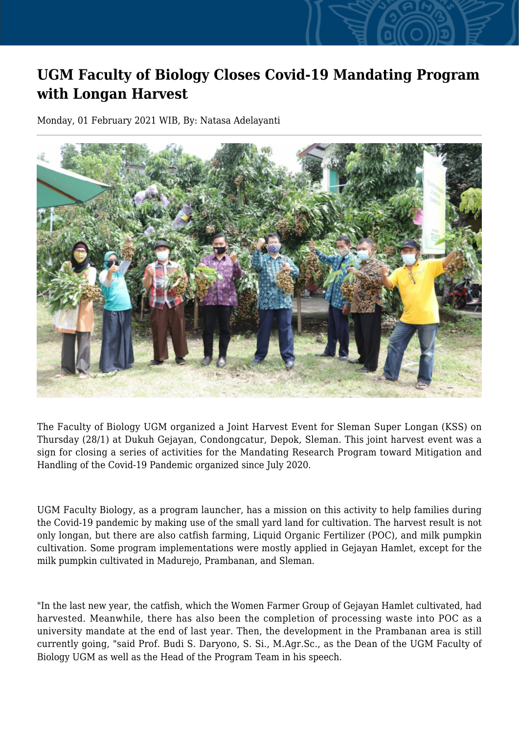# UGM Faculty of Biology Closes Covid-19 Mandating Program with Longan Harvest

Monday, 01 February 2021 WIB, By: Natasa Adelayanti

The Faculty of Biology UGM organized a Joint Harvest Event for Sleman Super Longan (KSS) on Thursday (28/1) at Dukuh Gejayan, Condongcatur, Depok, Sleman. This joint harvest event was a sign for closing a series of activities for the Mandating Research Program toward Mitigation and Handling of the Covid-19 Pandemic organized since July 2020.

UGM Faculty Biology, as a program launcher, has a mission on this activity to help families during the Covid-19 pandemic by making use of the small yard land for cultivation. The harvest result is not only longan, but there are also catfish farming, Liquid Organic Fertilizer (POC), and milk pumpkin cultivation. Some program implementations were mostly applied in Gejayan Hamlet, except for the milk pumpkin cultivated in Madurejo, Prambanan, and Sleman.

"In the last new year, the catfish, which the Women Farmer Group of Gejayan Hamlet cultivated, had harvested. Meanwhile, there has also been the completion of processing waste into POC as a university mandate at the end of last year. Then, the development in the Prambanan area is still currently going, "said Prof. Budi S. Daryono, S. Si., M.Agr.Sc., as the Dean of the UGM Faculty of Biology UGM as well as the Head of the Program Team in his speech.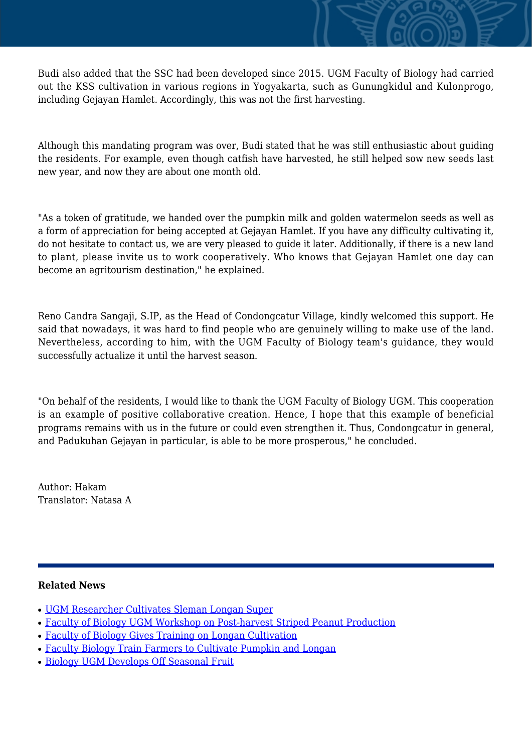Budi also added that the SSC had been developed since 2015. UGM Faculty of Biology had carried out the KSS cultivation in various regions in Yogyakarta, such as Gunungkidul and Kulonprogo, including Gejayan Hamlet. Accordingly, this was not the first harvesting.

Although this mandating program was over, Budi stated that he was still enthusiastic about guiding the residents. For example, even though catfish have harvested, he still helped sow new seeds last new year, and now they are about one month old.

"As a token of gratitude, we handed over the pumpkin milk and golden watermelon seeds as well as a form of appreciation for being accepted at Gejayan Hamlet. If you have any difficulty cultivating it, do not hesitate to contact us, we are very pleased to guide it later. Additionally, if there is a new land to plant, please invite us to work cooperatively. Who knows that Gejayan Hamlet one day can become an agritourism destination," he explained.

Reno Candra Sangaji, S.IP, as the Head of Condongcatur Village, kindly welcomed this support. He said that nowadays, it was hard to find people who are genuinely willing to make use of the land. Nevertheless, according to him, with the UGM Faculty of Biology team's guidance, they would successfully actualize it until the harvest season.

"On behalf of the residents, I would like to thank the UGM Faculty of Biology UGM. This cooperation is an example of positive collaborative creation. Hence, I hope that this example of beneficial programs remains with us in the future or could even strengthen it. Thus, Condongcatur in general, and Padukuhan Gejayan in particular, is able to be more prosperous," he concluded.

Author: Hakam
Translator: Natasa A

---

**Related News**

- UGM Researcher Cultivates Sleman Longan Super
- Faculty of Biology UGM Workshop on Post-harvest Striped Peanut Production
- Faculty of Biology Gives Training on Longan Cultivation
- Faculty Biology Train Farmers to Cultivate Pumpkin and Longan
- Biology UGM Develops Off Seasonal Fruit